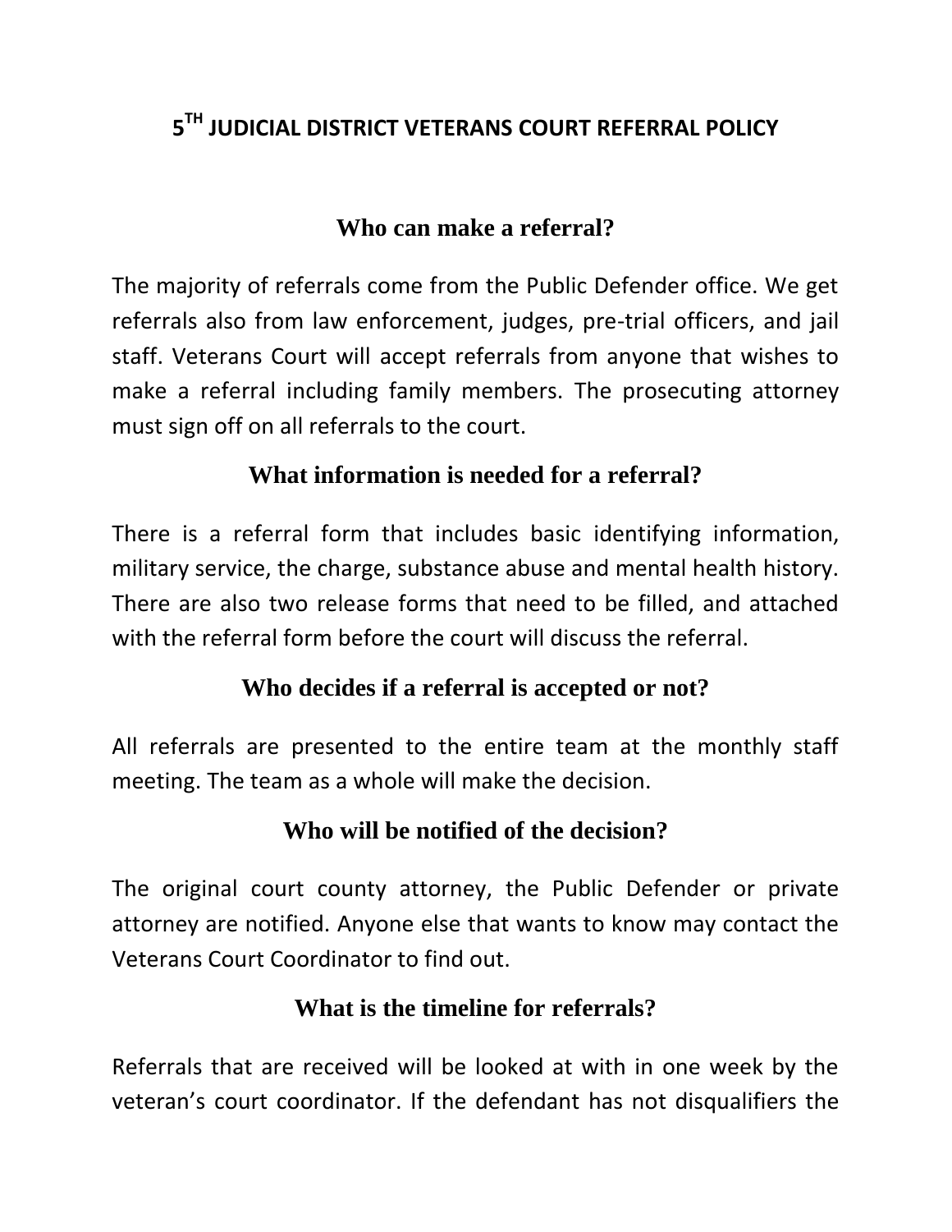# 5TH JUDICIAL DISTRICT VETERANS COURT REFERRAL POLICY

## Who can make a referral?

The majority of referrals come from the Public Defender office. We get referrals also from law enforcement, judges, pre-trial officers, and jail staff. Veterans Court will accept referrals from anyone that wishes to make a referral including family members. The prosecuting attorney must sign off on all referrals to the court.

## What information is needed for a referral?

There is a referral form that includes basic identifying information, military service, the charge, substance abuse and mental health history. There are also two release forms that need to be filled, and attached with the referral form before the court will discuss the referral.

## Who decides if a referral is accepted or not?

All referrals are presented to the entire team at the monthly staff meeting. The team as a whole will make the decision.

## Who will be notified of the decision?

The original court county attorney, the Public Defender or private attorney are notified. Anyone else that wants to know may contact the Veterans Court Coordinator to find out.

## What is the timeline for referrals?

Referrals that are received will be looked at with in one week by the veteran's court coordinator. If the defendant has not disqualifiers the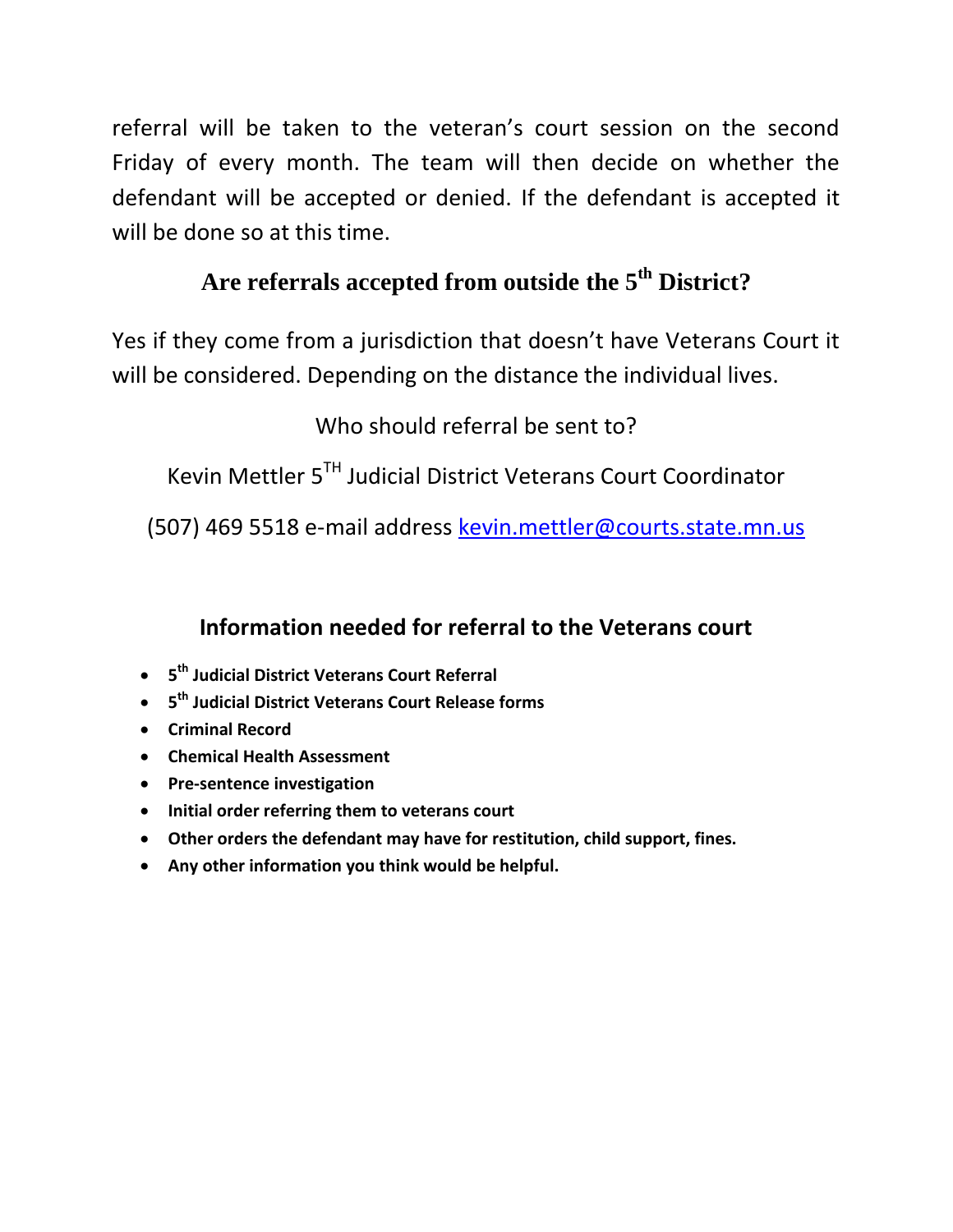referral will be taken to the veteran's court session on the second Friday of every month. The team will then decide on whether the defendant will be accepted or denied. If the defendant is accepted it will be done so at this time.

## Are referrals accepted from outside the 5th District?

Yes if they come from a jurisdiction that doesn't have Veterans Court it will be considered. Depending on the distance the individual lives.

Who should referral be sent to?

Kevin Mettler 5TH Judicial District Veterans Court Coordinator

(507) 469 5518 e-mail address kevin.mettler@courts.state.mn.us

## Information needed for referral to the Veterans court

- **5th Judicial District Veterans Court Referral**
- **5th Judicial District Veterans Court Release forms**
- **Criminal Record**
- **Chemical Health Assessment**
- **Pre-sentence investigation**
- **Initial order referring them to veterans court**
- **Other orders the defendant may have for restitution, child support, fines.**
- **Any other information you think would be helpful.**